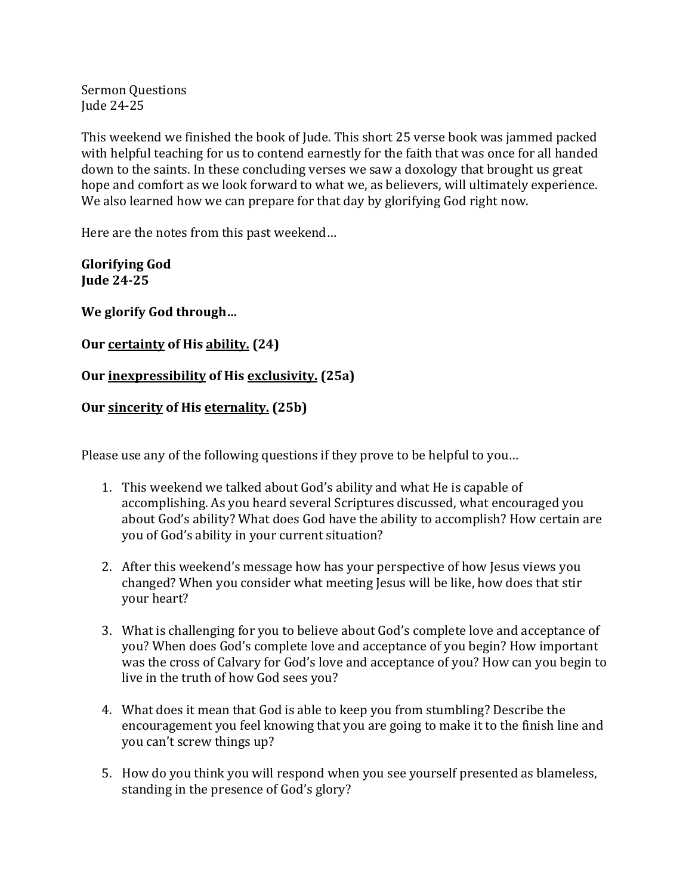Sermon Questions
Jude 24-25

This weekend we finished the book of Jude. This short 25 verse book was jammed packed with helpful teaching for us to contend earnestly for the faith that was once for all handed down to the saints. In these concluding verses we saw a doxology that brought us great hope and comfort as we look forward to what we, as believers, will ultimately experience. We also learned how we can prepare for that day by glorifying God right now.

Here are the notes from this past weekend…

**Glorifying God**
**Jude 24-25**

**We glorify God through…**

**Our <u>certainty</u> of His <u>ability.</u> (24)**

**Our <u>inexpressibility</u> of His <u>exclusivity.</u> (25a)**

**Our <u>sincerity</u> of His <u>eternality.</u> (25b)**

Please use any of the following questions if they prove to be helpful to you…

1. This weekend we talked about God's ability and what He is capable of accomplishing. As you heard several Scriptures discussed, what encouraged you about God's ability? What does God have the ability to accomplish? How certain are you of God's ability in your current situation?

2. After this weekend's message how has your perspective of how Jesus views you changed? When you consider what meeting Jesus will be like, how does that stir your heart?

3. What is challenging for you to believe about God's complete love and acceptance of you? When does God's complete love and acceptance of you begin? How important was the cross of Calvary for God's love and acceptance of you? How can you begin to live in the truth of how God sees you?

4. What does it mean that God is able to keep you from stumbling? Describe the encouragement you feel knowing that you are going to make it to the finish line and you can't screw things up?

5. How do you think you will respond when you see yourself presented as blameless, standing in the presence of God's glory?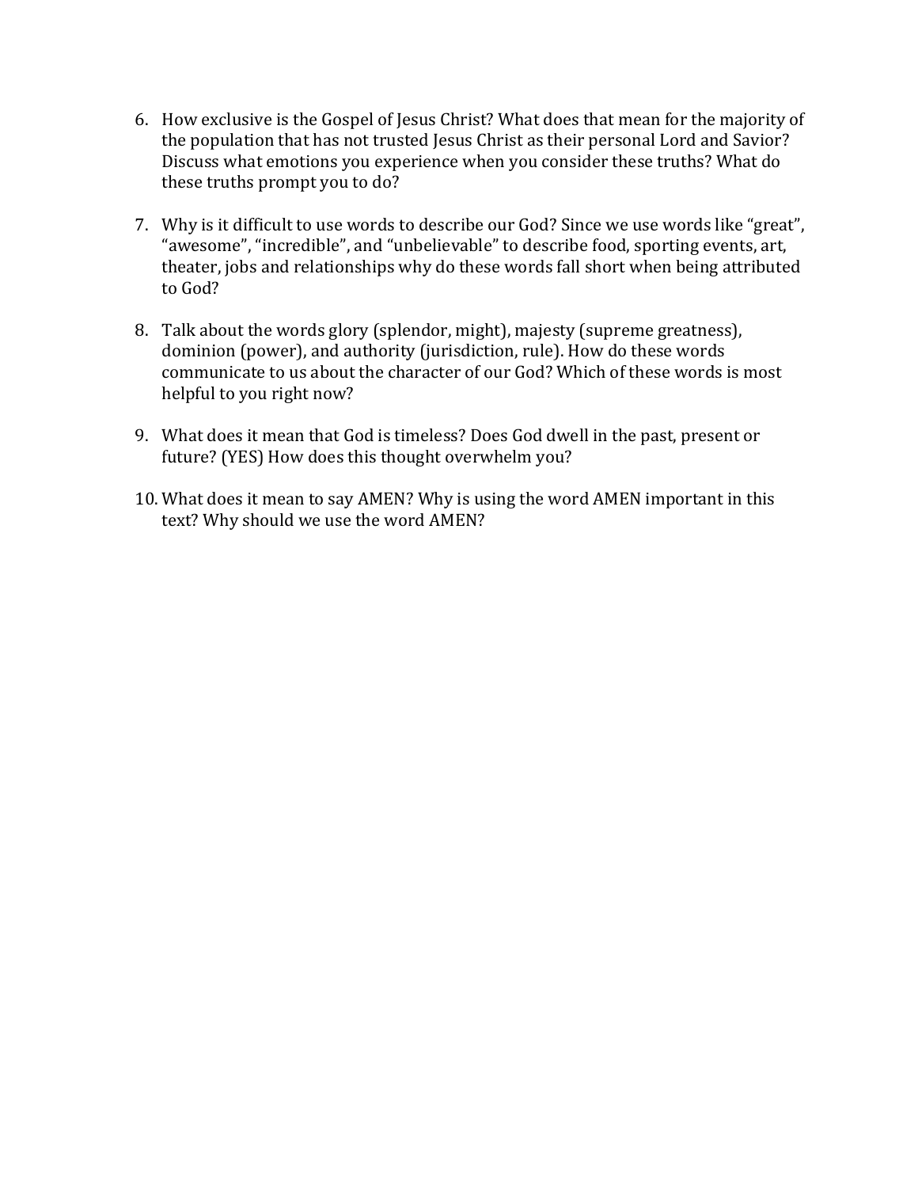6. How exclusive is the Gospel of Jesus Christ? What does that mean for the majority of the population that has not trusted Jesus Christ as their personal Lord and Savior? Discuss what emotions you experience when you consider these truths? What do these truths prompt you to do?

7. Why is it difficult to use words to describe our God? Since we use words like "great", "awesome", "incredible", and "unbelievable" to describe food, sporting events, art, theater, jobs and relationships why do these words fall short when being attributed to God?

8. Talk about the words glory (splendor, might), majesty (supreme greatness), dominion (power), and authority (jurisdiction, rule). How do these words communicate to us about the character of our God? Which of these words is most helpful to you right now?

9. What does it mean that God is timeless? Does God dwell in the past, present or future? (YES) How does this thought overwhelm you?

10. What does it mean to say AMEN? Why is using the word AMEN important in this text? Why should we use the word AMEN?